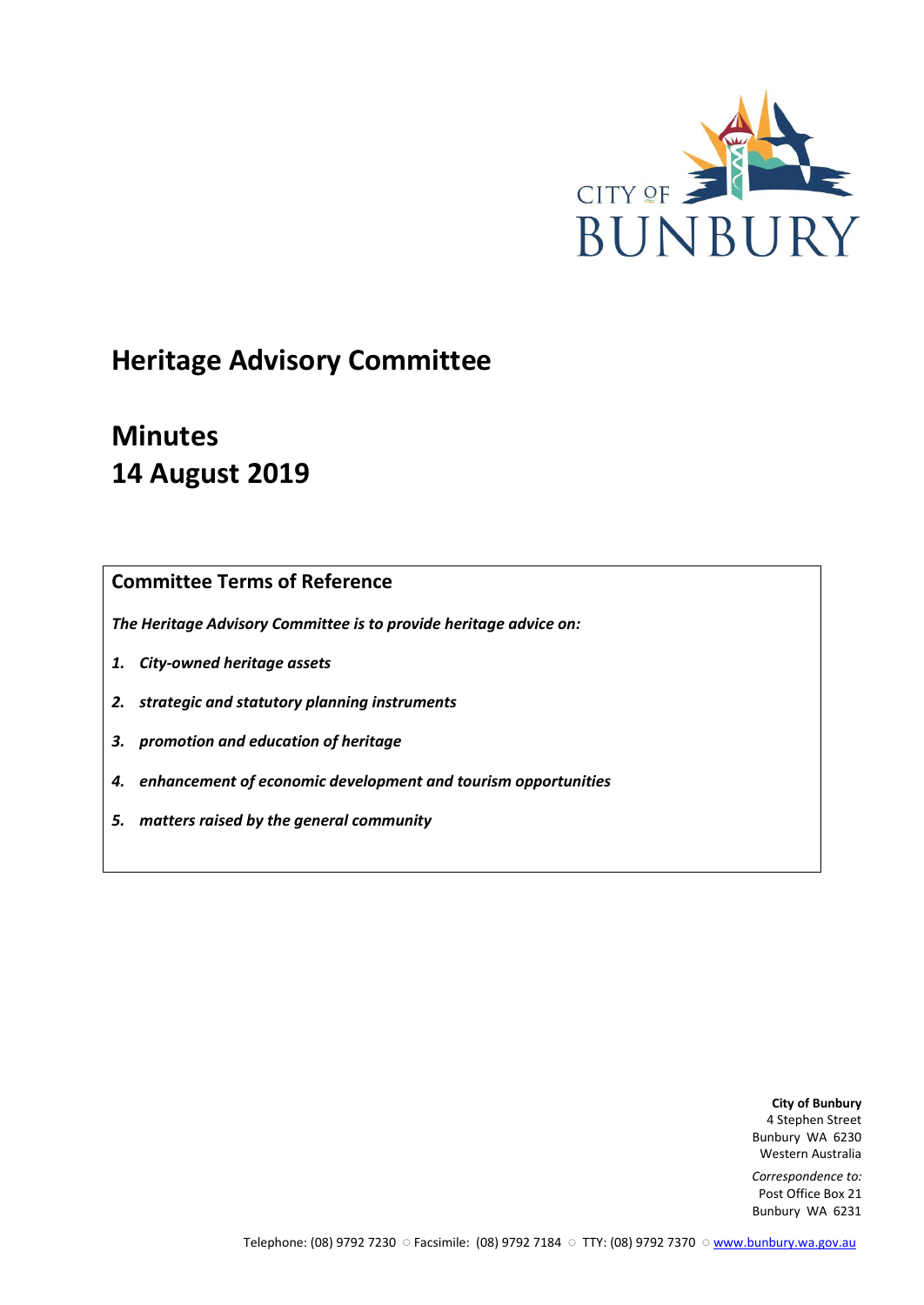CITY OF BUNBURY

# Heritage Advisory Committee

# Minutes
# 14 August 2019

## Committee Terms of Reference

***The Heritage Advisory Committee is to provide heritage advice on:***

1. ***City-owned heritage assets***
2. ***strategic and statutory planning instruments***
3. ***promotion and education of heritage***
4. ***enhancement of economic development and tourism opportunities***
5. ***matters raised by the general community***

**City of Bunbury**
4 Stephen Street
Bunbury WA 6230
Western Australia

*Correspondence to:*
Post Office Box 21
Bunbury WA 6231

Telephone: (08) 9792 7230 ○ Facsimile: (08) 9792 7184 ○ TTY: (08) 9792 7370 ○ www.bunbury.wa.gov.au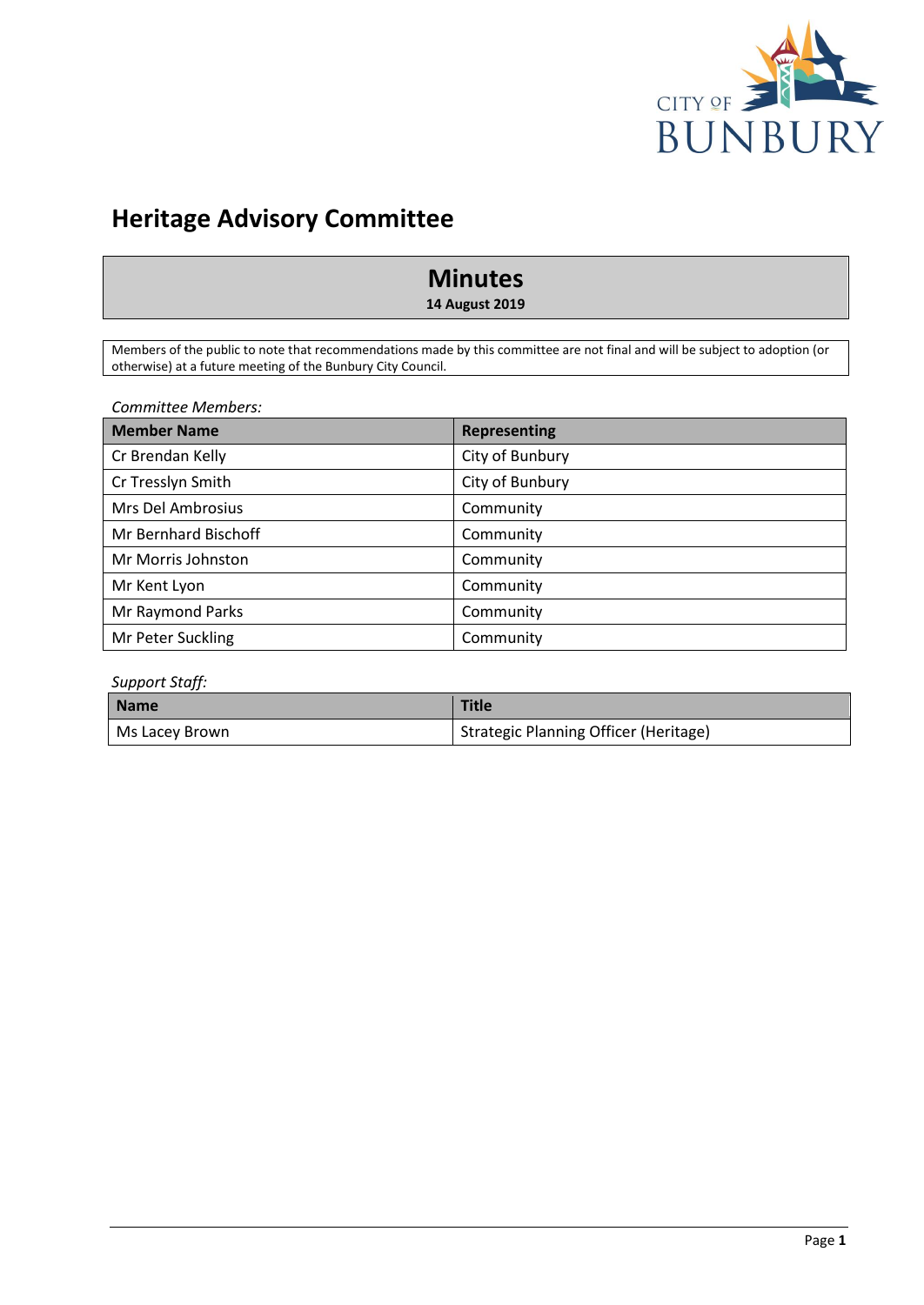# Heritage Advisory Committee

## Minutes

**14 August 2019**

Members of the public to note that recommendations made by this committee are not final and will be subject to adoption (or otherwise) at a future meeting of the Bunbury City Council.

*Committee Members:*

| Member Name | Representing |
|---|---|
| Cr Brendan Kelly | City of Bunbury |
| Cr Tresslyn Smith | City of Bunbury |
| Mrs Del Ambrosius | Community |
| Mr Bernhard Bischoff | Community |
| Mr Morris Johnston | Community |
| Mr Kent Lyon | Community |
| Mr Raymond Parks | Community |
| Mr Peter Suckling | Community |

*Support Staff:*

| Name | Title |
|---|---|
| Ms Lacey Brown | Strategic Planning Officer (Heritage) |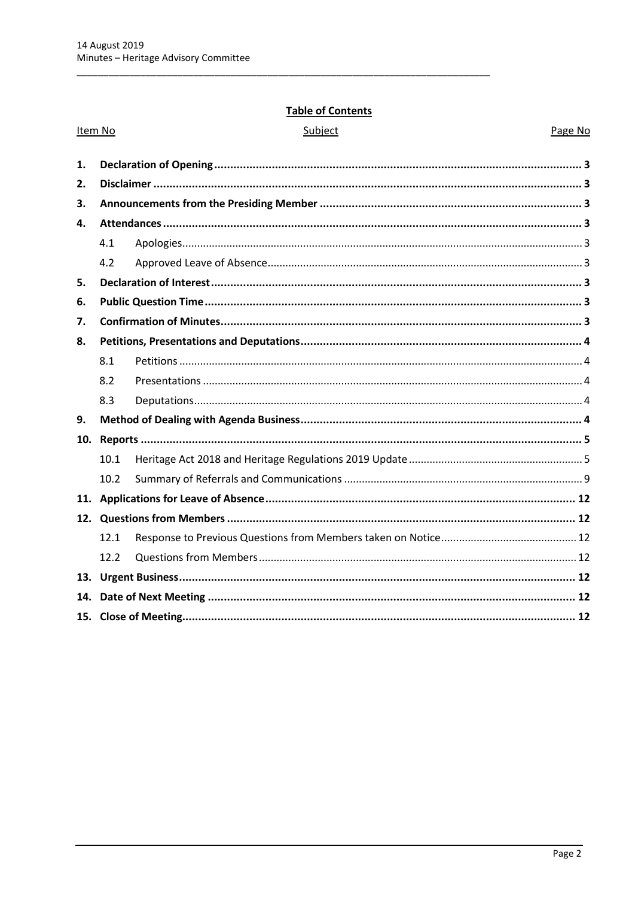**Table of Contents**

| Item No | | Subject | Page No |
|---|---|---|---|
| **1.** | | **Declaration of Opening** | **3** |
| **2.** | | **Disclaimer** | **3** |
| **3.** | | **Announcements from the Presiding Member** | **3** |
| **4.** | | **Attendances** | **3** |
| | 4.1 | Apologies | 3 |
| | 4.2 | Approved Leave of Absence | 3 |
| **5.** | | **Declaration of Interest** | **3** |
| **6.** | | **Public Question Time** | **3** |
| **7.** | | **Confirmation of Minutes** | **3** |
| **8.** | | **Petitions, Presentations and Deputations** | **4** |
| | 8.1 | Petitions | 4 |
| | 8.2 | Presentations | 4 |
| | 8.3 | Deputations | 4 |
| **9.** | | **Method of Dealing with Agenda Business** | **4** |
| **10.** | | **Reports** | **5** |
| | 10.1 | Heritage Act 2018 and Heritage Regulations 2019 Update | 5 |
| | 10.2 | Summary of Referrals and Communications | 9 |
| **11.** | | **Applications for Leave of Absence** | **12** |
| **12.** | | **Questions from Members** | **12** |
| | 12.1 | Response to Previous Questions from Members taken on Notice | 12 |
| | 12.2 | Questions from Members | 12 |
| **13.** | | **Urgent Business** | **12** |
| **14.** | | **Date of Next Meeting** | **12** |
| **15.** | | **Close of Meeting** | **12** |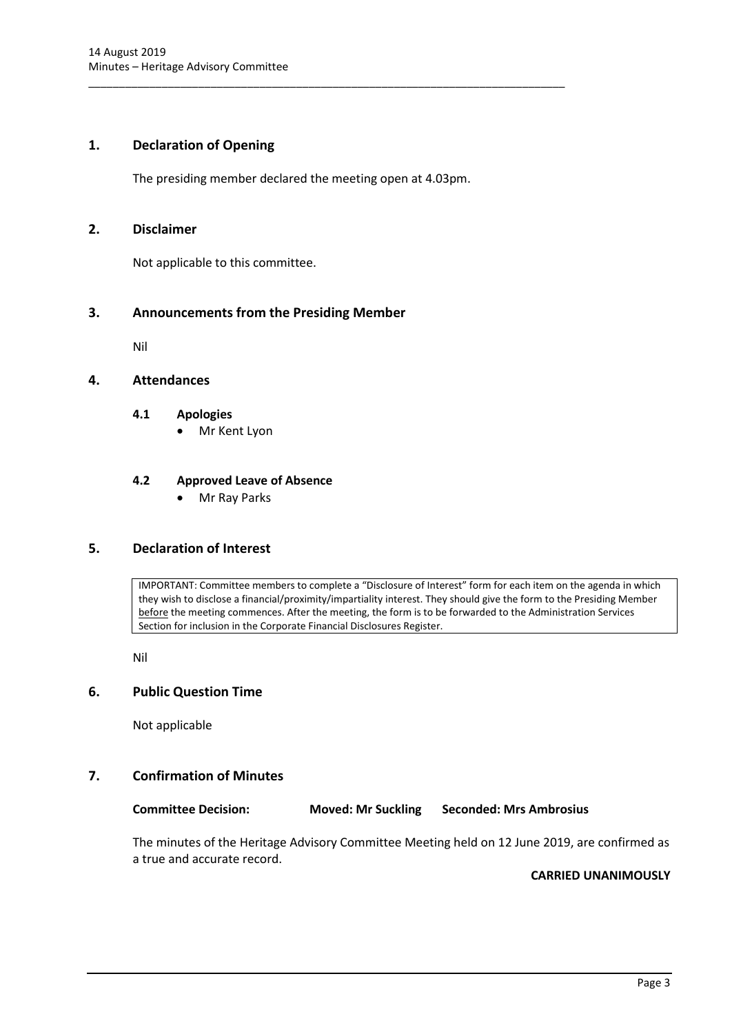## 1. Declaration of Opening

The presiding member declared the meeting open at 4.03pm.

## 2. Disclaimer

Not applicable to this committee.

## 3. Announcements from the Presiding Member

Nil

## 4. Attendances

### 4.1 Apologies

- Mr Kent Lyon

### 4.2 Approved Leave of Absence

- Mr Ray Parks

## 5. Declaration of Interest

IMPORTANT: Committee members to complete a "Disclosure of Interest" form for each item on the agenda in which they wish to disclose a financial/proximity/impartiality interest. They should give the form to the Presiding Member before the meeting commences. After the meeting, the form is to be forwarded to the Administration Services Section for inclusion in the Corporate Financial Disclosures Register.

Nil

## 6. Public Question Time

Not applicable

## 7. Confirmation of Minutes

**Committee Decision:** **Moved: Mr Suckling** **Seconded: Mrs Ambrosius**

The minutes of the Heritage Advisory Committee Meeting held on 12 June 2019, are confirmed as a true and accurate record.

**CARRIED UNANIMOUSLY**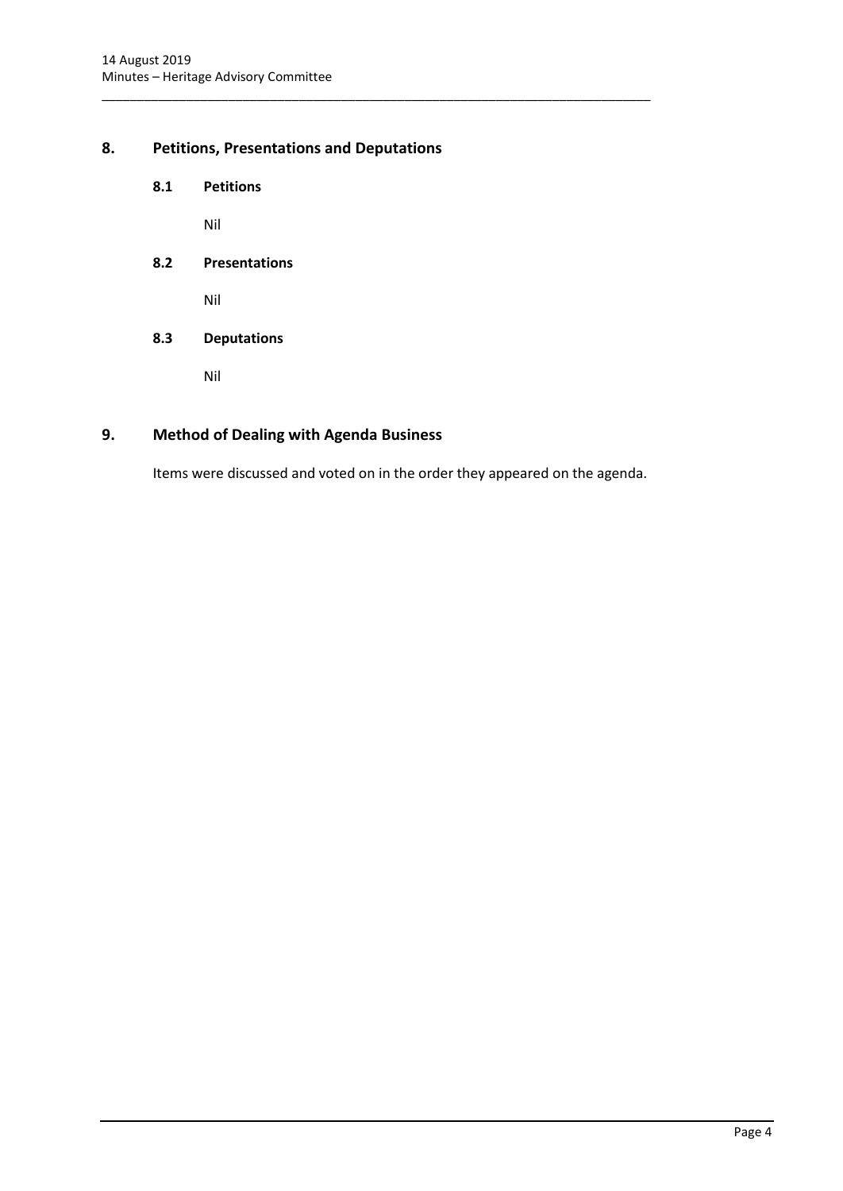## 8. Petitions, Presentations and Deputations

### 8.1 Petitions

Nil

### 8.2 Presentations

Nil

### 8.3 Deputations

Nil

## 9. Method of Dealing with Agenda Business

Items were discussed and voted on in the order they appeared on the agenda.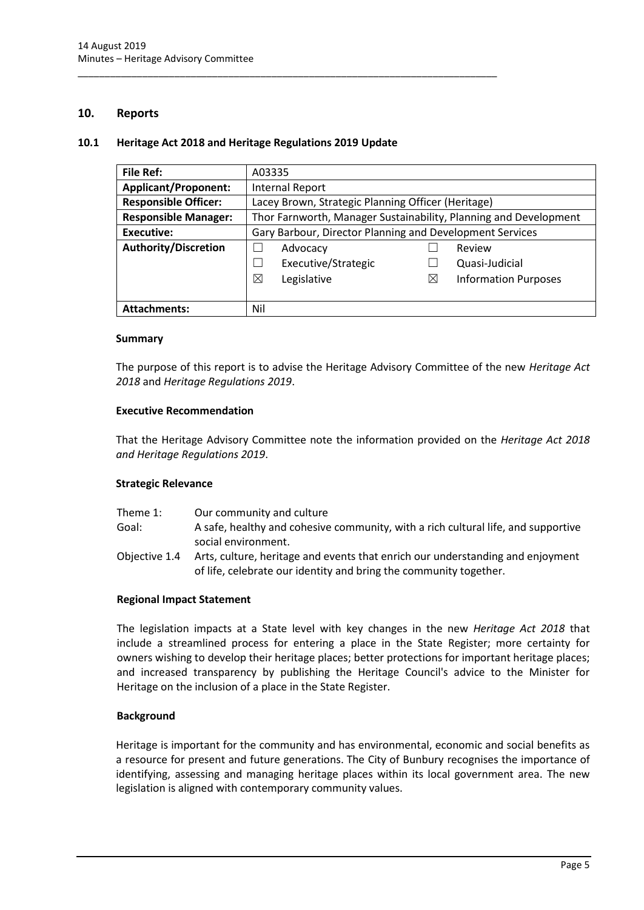## 10. Reports

### 10.1 Heritage Act 2018 and Heritage Regulations 2019 Update

| **File Ref:** | A03335 |
|---|---|
| **Applicant/Proponent:** | Internal Report |
| **Responsible Officer:** | Lacey Brown, Strategic Planning Officer (Heritage) |
| **Responsible Manager:** | Thor Farnworth, Manager Sustainability, Planning and Development |
| **Executive:** | Gary Barbour, Director Planning and Development Services |
| **Authority/Discretion** | ☐ Advocacy ☐ Review<br>☐ Executive/Strategic ☐ Quasi-Judicial<br>☒ Legislative ☒ Information Purposes |
| **Attachments:** | Nil |

**Summary**

The purpose of this report is to advise the Heritage Advisory Committee of the new *Heritage Act 2018* and *Heritage Regulations 2019*.

**Executive Recommendation**

That the Heritage Advisory Committee note the information provided on the *Heritage Act 2018 and Heritage Regulations 2019*.

**Strategic Relevance**

| | |
|---|---|
| Theme 1: | Our community and culture |
| Goal: | A safe, healthy and cohesive community, with a rich cultural life, and supportive social environment. |
| Objective 1.4 | Arts, culture, heritage and events that enrich our understanding and enjoyment of life, celebrate our identity and bring the community together. |

**Regional Impact Statement**

The legislation impacts at a State level with key changes in the new *Heritage Act 2018* that include a streamlined process for entering a place in the State Register; more certainty for owners wishing to develop their heritage places; better protections for important heritage places; and increased transparency by publishing the Heritage Council's advice to the Minister for Heritage on the inclusion of a place in the State Register.

**Background**

Heritage is important for the community and has environmental, economic and social benefits as a resource for present and future generations. The City of Bunbury recognises the importance of identifying, assessing and managing heritage places within its local government area. The new legislation is aligned with contemporary community values.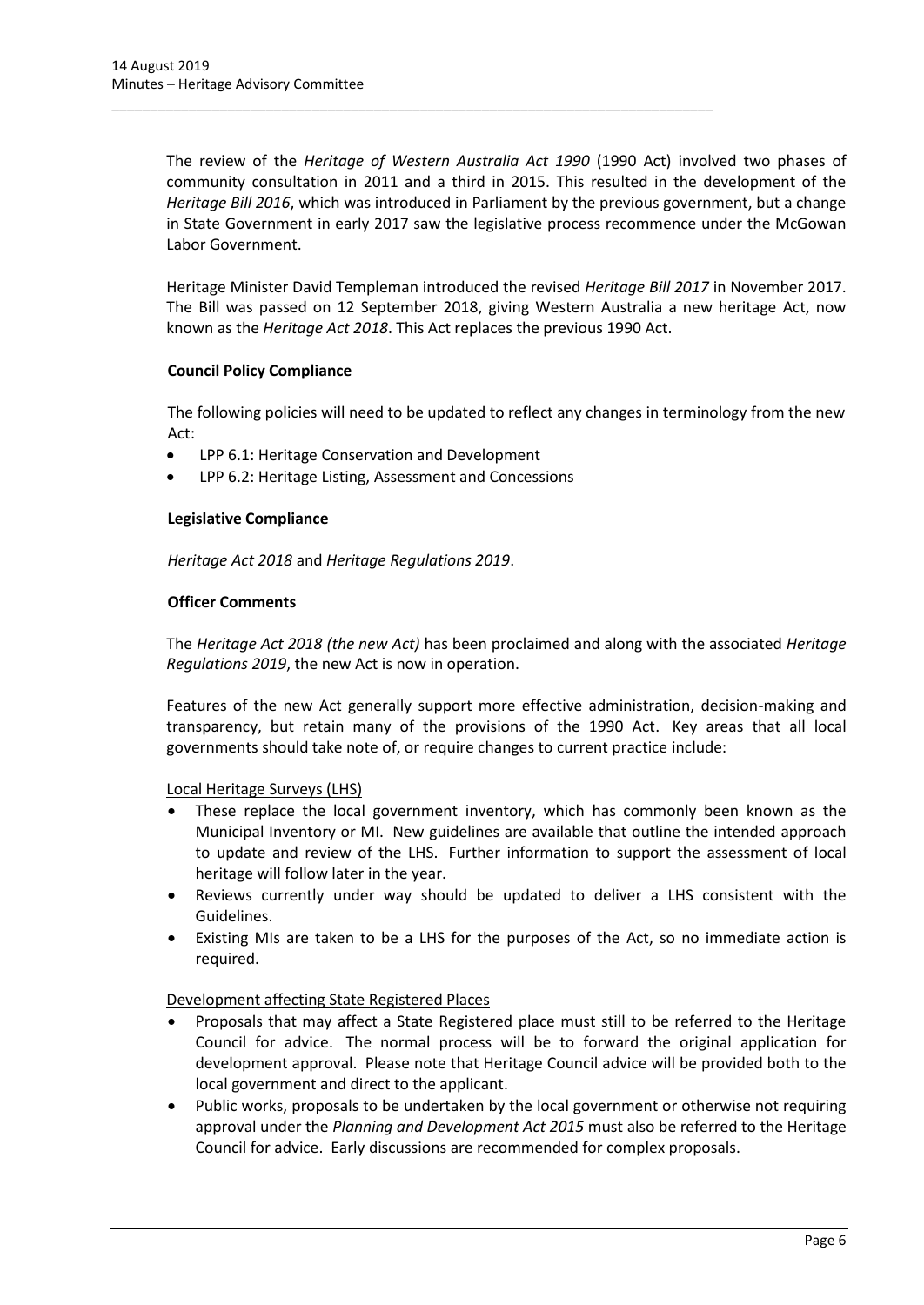The review of the *Heritage of Western Australia Act 1990* (1990 Act) involved two phases of community consultation in 2011 and a third in 2015. This resulted in the development of the *Heritage Bill 2016*, which was introduced in Parliament by the previous government, but a change in State Government in early 2017 saw the legislative process recommence under the McGowan Labor Government.

Heritage Minister David Templeman introduced the revised *Heritage Bill 2017* in November 2017. The Bill was passed on 12 September 2018, giving Western Australia a new heritage Act, now known as the *Heritage Act 2018*. This Act replaces the previous 1990 Act.

**Council Policy Compliance**

The following policies will need to be updated to reflect any changes in terminology from the new Act:

- LPP 6.1: Heritage Conservation and Development
- LPP 6.2: Heritage Listing, Assessment and Concessions

**Legislative Compliance**

*Heritage Act 2018* and *Heritage Regulations 2019*.

**Officer Comments**

The *Heritage Act 2018 (the new Act)* has been proclaimed and along with the associated *Heritage Regulations 2019*, the new Act is now in operation.

Features of the new Act generally support more effective administration, decision-making and transparency, but retain many of the provisions of the 1990 Act. Key areas that all local governments should take note of, or require changes to current practice include:

<u>Local Heritage Surveys (LHS)</u>

- These replace the local government inventory, which has commonly been known as the Municipal Inventory or MI. New guidelines are available that outline the intended approach to update and review of the LHS. Further information to support the assessment of local heritage will follow later in the year.
- Reviews currently under way should be updated to deliver a LHS consistent with the Guidelines.
- Existing MIs are taken to be a LHS for the purposes of the Act, so no immediate action is required.

<u>Development affecting State Registered Places</u>

- Proposals that may affect a State Registered place must still to be referred to the Heritage Council for advice. The normal process will be to forward the original application for development approval. Please note that Heritage Council advice will be provided both to the local government and direct to the applicant.
- Public works, proposals to be undertaken by the local government or otherwise not requiring approval under the *Planning and Development Act 2015* must also be referred to the Heritage Council for advice. Early discussions are recommended for complex proposals.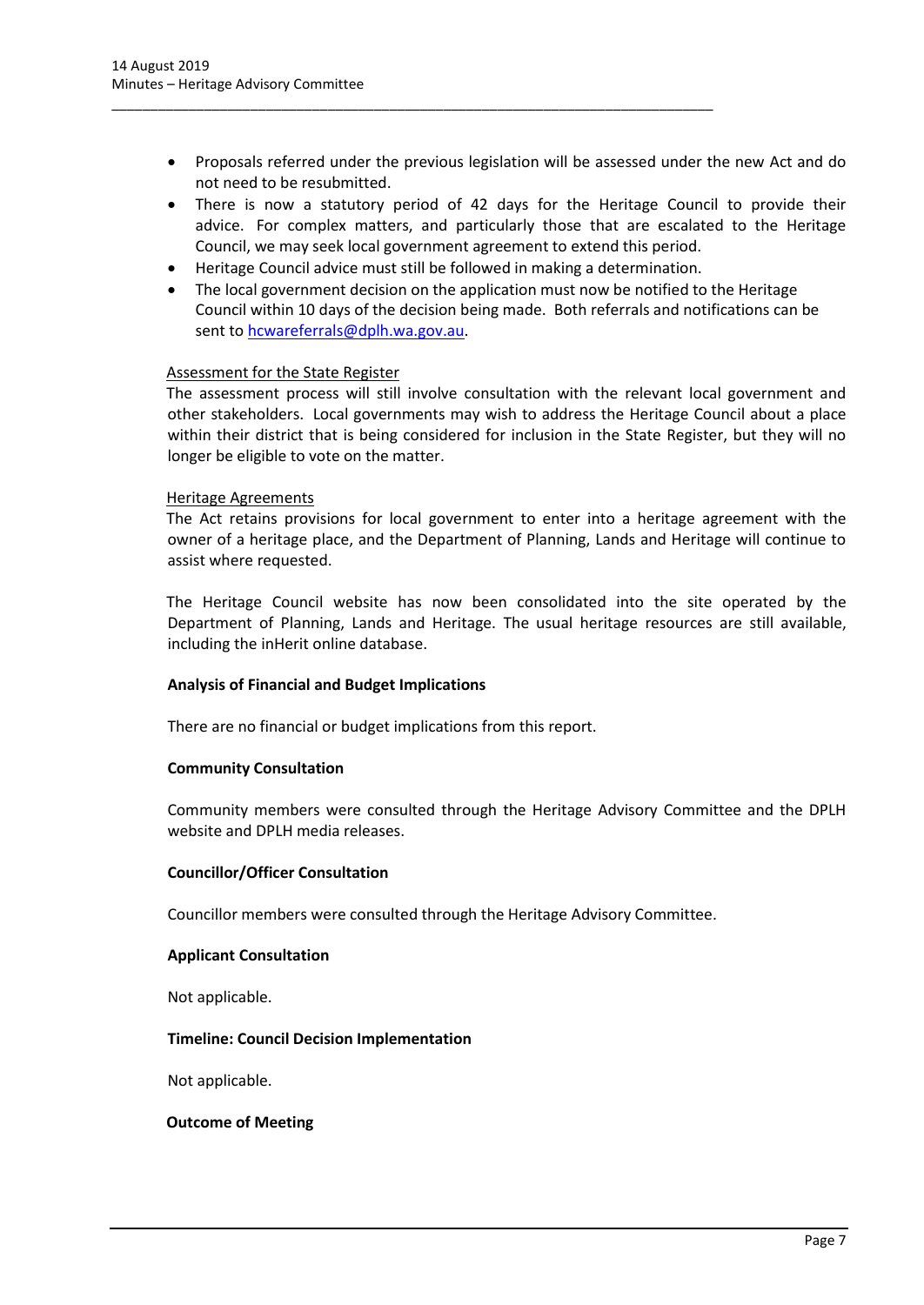- Proposals referred under the previous legislation will be assessed under the new Act and do not need to be resubmitted.
- There is now a statutory period of 42 days for the Heritage Council to provide their advice. For complex matters, and particularly those that are escalated to the Heritage Council, we may seek local government agreement to extend this period.
- Heritage Council advice must still be followed in making a determination.
- The local government decision on the application must now be notified to the Heritage Council within 10 days of the decision being made. Both referrals and notifications can be sent to hcwareferrals@dplh.wa.gov.au.

Assessment for the State Register

The assessment process will still involve consultation with the relevant local government and other stakeholders. Local governments may wish to address the Heritage Council about a place within their district that is being considered for inclusion in the State Register, but they will no longer be eligible to vote on the matter.

Heritage Agreements

The Act retains provisions for local government to enter into a heritage agreement with the owner of a heritage place, and the Department of Planning, Lands and Heritage will continue to assist where requested.

The Heritage Council website has now been consolidated into the site operated by the Department of Planning, Lands and Heritage. The usual heritage resources are still available, including the inHerit online database.

**Analysis of Financial and Budget Implications**

There are no financial or budget implications from this report.

**Community Consultation**

Community members were consulted through the Heritage Advisory Committee and the DPLH website and DPLH media releases.

**Councillor/Officer Consultation**

Councillor members were consulted through the Heritage Advisory Committee.

**Applicant Consultation**

Not applicable.

**Timeline: Council Decision Implementation**

Not applicable.

**Outcome of Meeting**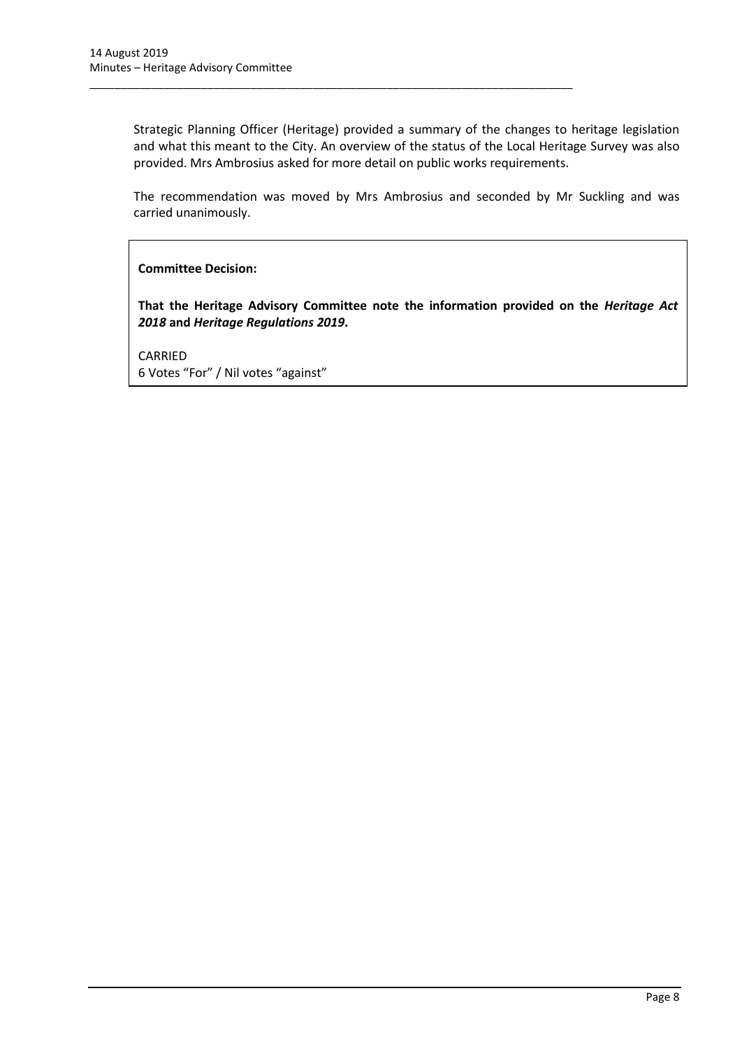Strategic Planning Officer (Heritage) provided a summary of the changes to heritage legislation and what this meant to the City. An overview of the status of the Local Heritage Survey was also provided. Mrs Ambrosius asked for more detail on public works requirements.

The recommendation was moved by Mrs Ambrosius and seconded by Mr Suckling and was carried unanimously.

**Committee Decision:**

**That the Heritage Advisory Committee note the information provided on the *Heritage Act 2018* and *Heritage Regulations 2019*.**

CARRIED
6 Votes "For" / Nil votes "against"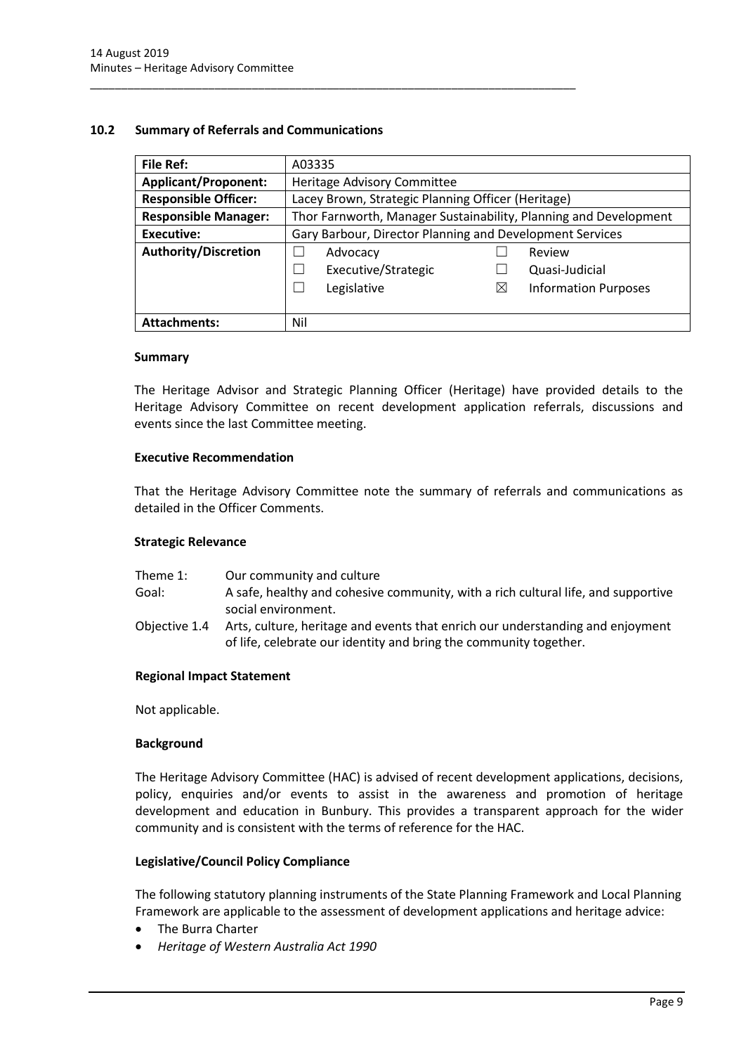## 10.2 Summary of Referrals and Communications

| File Ref: | A03335 | | | |
|---|---|---|---|---|
| **Applicant/Proponent:** | Heritage Advisory Committee | | | |
| **Responsible Officer:** | Lacey Brown, Strategic Planning Officer (Heritage) | | | |
| **Responsible Manager:** | Thor Farnworth, Manager Sustainability, Planning and Development | | | |
| **Executive:** | Gary Barbour, Director Planning and Development Services | | | |
| **Authority/Discretion** | ☐ | Advocacy | ☐ | Review |
| | ☐ | Executive/Strategic | ☐ | Quasi-Judicial |
| | ☐ | Legislative | ☒ | Information Purposes |
| **Attachments:** | Nil | | | |

### Summary

The Heritage Advisor and Strategic Planning Officer (Heritage) have provided details to the Heritage Advisory Committee on recent development application referrals, discussions and events since the last Committee meeting.

### Executive Recommendation

That the Heritage Advisory Committee note the summary of referrals and communications as detailed in the Officer Comments.

### Strategic Relevance

Theme 1: Our community and culture

Goal: A safe, healthy and cohesive community, with a rich cultural life, and supportive social environment.

Objective 1.4 Arts, culture, heritage and events that enrich our understanding and enjoyment of life, celebrate our identity and bring the community together.

### Regional Impact Statement

Not applicable.

### Background

The Heritage Advisory Committee (HAC) is advised of recent development applications, decisions, policy, enquiries and/or events to assist in the awareness and promotion of heritage development and education in Bunbury. This provides a transparent approach for the wider community and is consistent with the terms of reference for the HAC.

### Legislative/Council Policy Compliance

The following statutory planning instruments of the State Planning Framework and Local Planning Framework are applicable to the assessment of development applications and heritage advice:

- The Burra Charter
- *Heritage of Western Australia Act 1990*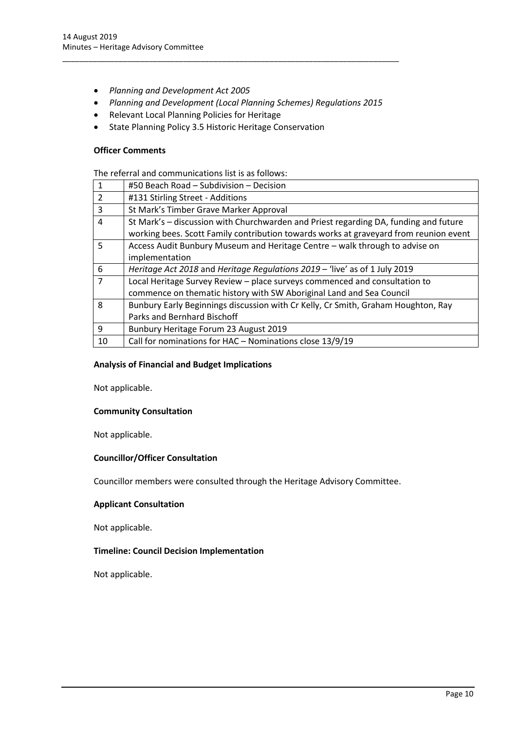- *Planning and Development Act 2005*
- *Planning and Development (Local Planning Schemes) Regulations 2015*
- Relevant Local Planning Policies for Heritage
- State Planning Policy 3.5 Historic Heritage Conservation

**Officer Comments**

The referral and communications list is as follows:

| | |
|---|---|
| 1 | #50 Beach Road – Subdivision – Decision |
| 2 | #131 Stirling Street - Additions |
| 3 | St Mark's Timber Grave Marker Approval |
| 4 | St Mark's – discussion with Churchwarden and Priest regarding DA, funding and future working bees. Scott Family contribution towards works at graveyard from reunion event |
| 5 | Access Audit Bunbury Museum and Heritage Centre – walk through to advise on implementation |
| 6 | *Heritage Act 2018* and *Heritage Regulations 2019* – 'live' as of 1 July 2019 |
| 7 | Local Heritage Survey Review – place surveys commenced and consultation to commence on thematic history with SW Aboriginal Land and Sea Council |
| 8 | Bunbury Early Beginnings discussion with Cr Kelly, Cr Smith, Graham Houghton, Ray Parks and Bernhard Bischoff |
| 9 | Bunbury Heritage Forum 23 August 2019 |
| 10 | Call for nominations for HAC – Nominations close 13/9/19 |

**Analysis of Financial and Budget Implications**

Not applicable.

**Community Consultation**

Not applicable.

**Councillor/Officer Consultation**

Councillor members were consulted through the Heritage Advisory Committee.

**Applicant Consultation**

Not applicable.

**Timeline: Council Decision Implementation**

Not applicable.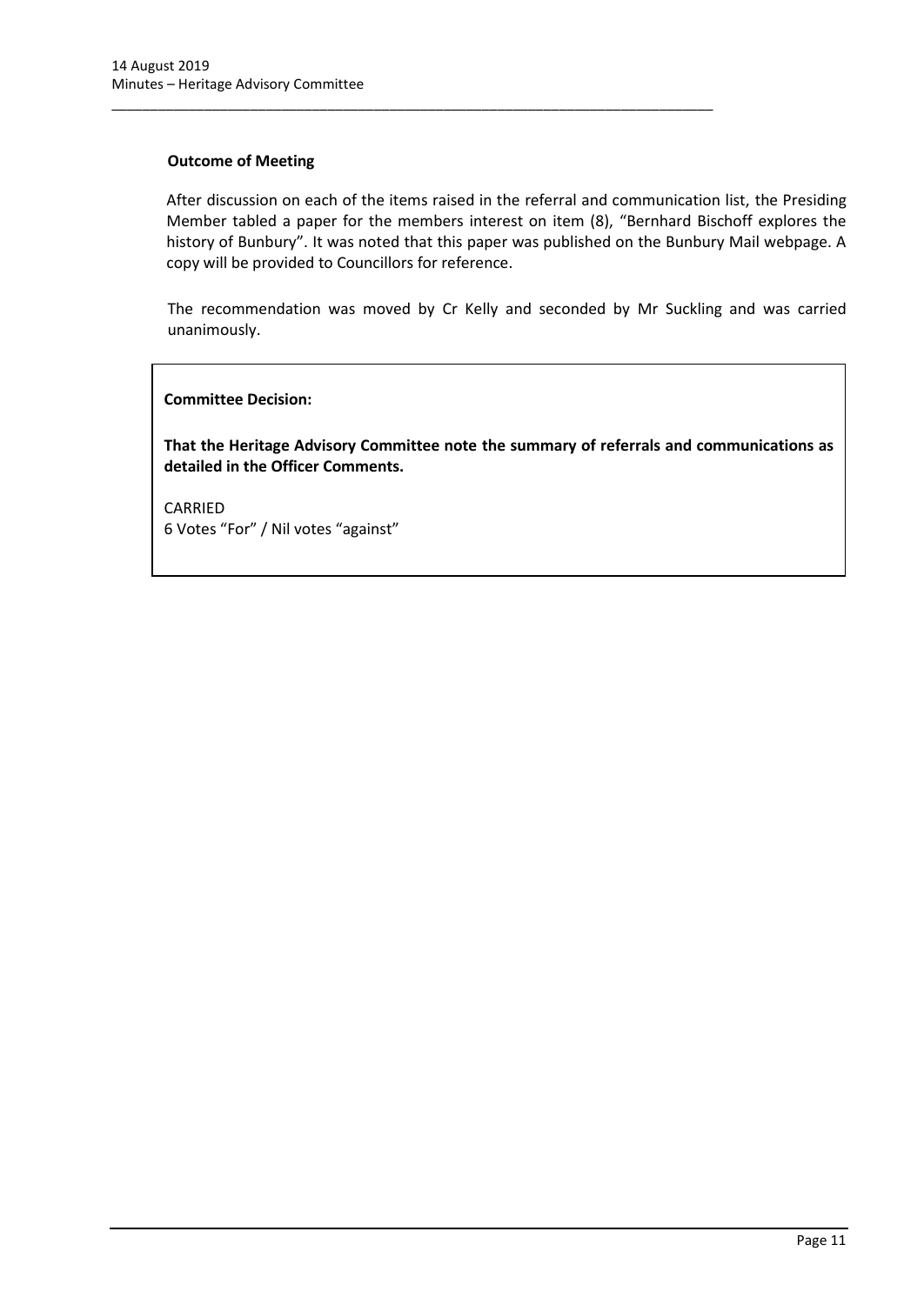**Outcome of Meeting**

After discussion on each of the items raised in the referral and communication list, the Presiding Member tabled a paper for the members interest on item (8), "Bernhard Bischoff explores the history of Bunbury". It was noted that this paper was published on the Bunbury Mail webpage. A copy will be provided to Councillors for reference.

The recommendation was moved by Cr Kelly and seconded by Mr Suckling and was carried unanimously.

**Committee Decision:**

**That the Heritage Advisory Committee note the summary of referrals and communications as detailed in the Officer Comments.**

CARRIED
6 Votes "For" / Nil votes "against"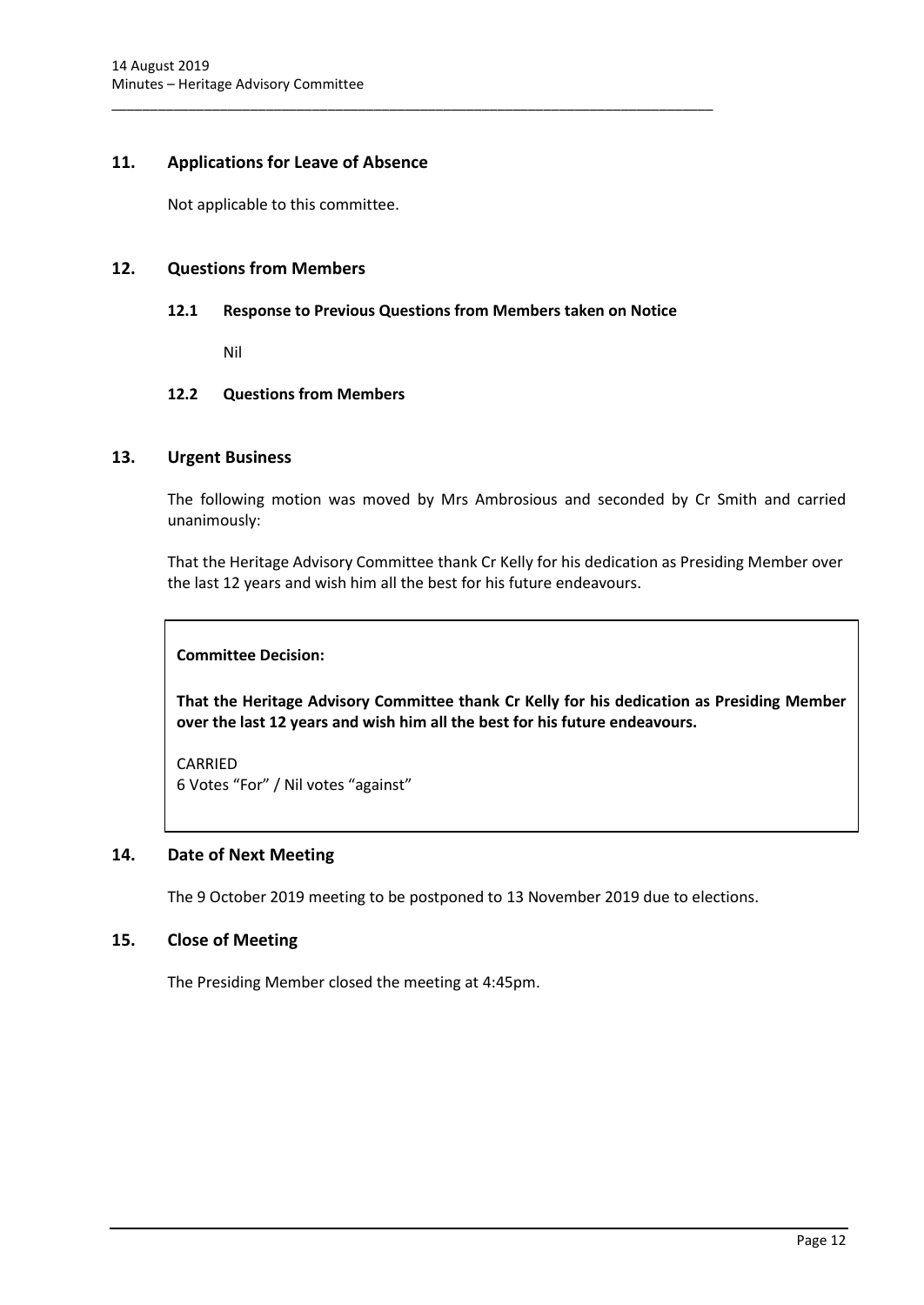## 11. Applications for Leave of Absence

Not applicable to this committee.

## 12. Questions from Members

### 12.1 Response to Previous Questions from Members taken on Notice

Nil

### 12.2 Questions from Members

## 13. Urgent Business

The following motion was moved by Mrs Ambrosious and seconded by Cr Smith and carried unanimously:

That the Heritage Advisory Committee thank Cr Kelly for his dedication as Presiding Member over the last 12 years and wish him all the best for his future endeavours.

**Committee Decision:**

**That the Heritage Advisory Committee thank Cr Kelly for his dedication as Presiding Member over the last 12 years and wish him all the best for his future endeavours.**

CARRIED
6 Votes "For" / Nil votes "against"

## 14. Date of Next Meeting

The 9 October 2019 meeting to be postponed to 13 November 2019 due to elections.

## 15. Close of Meeting

The Presiding Member closed the meeting at 4:45pm.